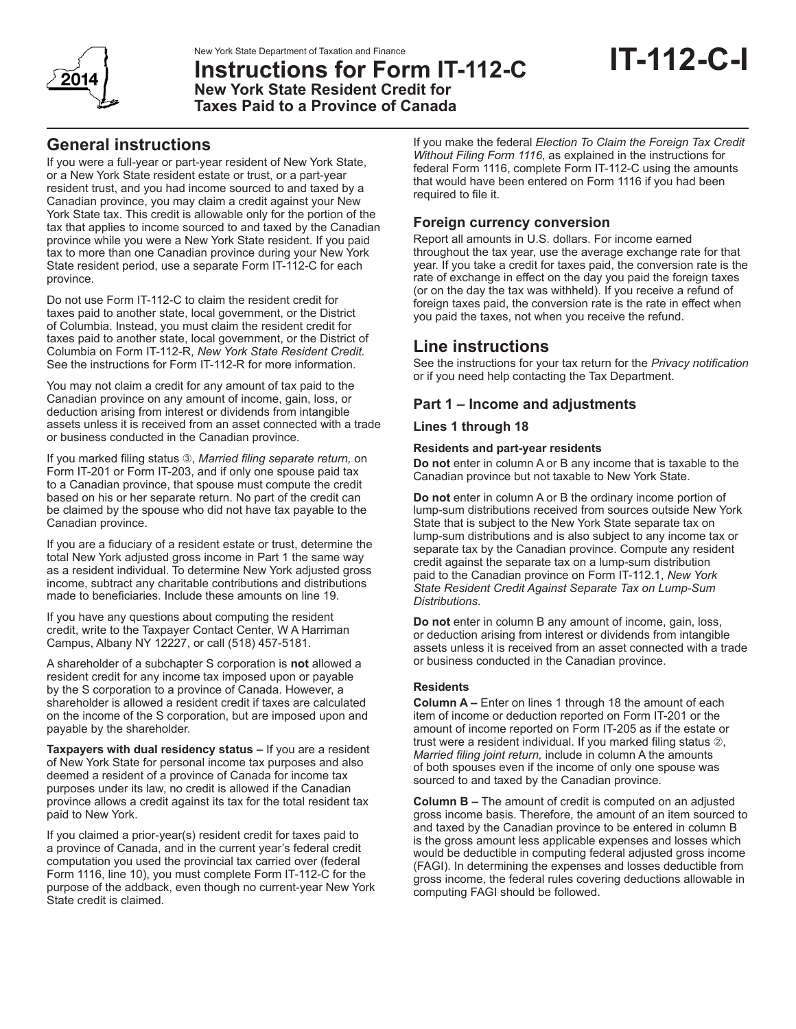New York State Department of Taxation and Finance

# Instructions for Form IT-112-C

**New York State Resident Credit for Taxes Paid to a Province of Canada**

**IT-112-C-I**

2014

## General instructions

If you were a full-year or part-year resident of New York State, or a New York State resident estate or trust, or a part-year resident trust, and you had income sourced to and taxed by a Canadian province, you may claim a credit against your New York State tax. This credit is allowable only for the portion of the tax that applies to income sourced to and taxed by the Canadian province while you were a New York State resident. If you paid tax to more than one Canadian province during your New York State resident period, use a separate Form IT-112-C for each province.

Do not use Form IT-112-C to claim the resident credit for taxes paid to another state, local government, or the District of Columbia. Instead, you must claim the resident credit for taxes paid to another state, local government, or the District of Columbia on Form IT-112-R, *New York State Resident Credit.* See the instructions for Form IT-112-R for more information.

You may not claim a credit for any amount of tax paid to the Canadian province on any amount of income, gain, loss, or deduction arising from interest or dividends from intangible assets unless it is received from an asset connected with a trade or business conducted in the Canadian province.

If you marked filing status ③, *Married filing separate return,* on Form IT-201 or Form IT-203, and if only one spouse paid tax to a Canadian province, that spouse must compute the credit based on his or her separate return. No part of the credit can be claimed by the spouse who did not have tax payable to the Canadian province.

If you are a fiduciary of a resident estate or trust, determine the total New York adjusted gross income in Part 1 the same way as a resident individual. To determine New York adjusted gross income, subtract any charitable contributions and distributions made to beneficiaries. Include these amounts on line 19.

If you have any questions about computing the resident credit, write to the Taxpayer Contact Center, W A Harriman Campus, Albany NY 12227, or call (518) 457-5181.

A shareholder of a subchapter S corporation is **not** allowed a resident credit for any income tax imposed upon or payable by the S corporation to a province of Canada. However, a shareholder is allowed a resident credit if taxes are calculated on the income of the S corporation, but are imposed upon and payable by the shareholder.

**Taxpayers with dual residency status –** If you are a resident of New York State for personal income tax purposes and also deemed a resident of a province of Canada for income tax purposes under its law, no credit is allowed if the Canadian province allows a credit against its tax for the total resident tax paid to New York.

If you claimed a prior-year(s) resident credit for taxes paid to a province of Canada, and in the current year's federal credit computation you used the provincial tax carried over (federal Form 1116, line 10), you must complete Form IT-112-C for the purpose of the addback, even though no current-year New York State credit is claimed.

If you make the federal *Election To Claim the Foreign Tax Credit Without Filing Form 1116*, as explained in the instructions for federal Form 1116, complete Form IT-112-C using the amounts that would have been entered on Form 1116 if you had been required to file it.

### Foreign currency conversion

Report all amounts in U.S. dollars. For income earned throughout the tax year, use the average exchange rate for that year. If you take a credit for taxes paid, the conversion rate is the rate of exchange in effect on the day you paid the foreign taxes (or on the day the tax was withheld). If you receive a refund of foreign taxes paid, the conversion rate is the rate in effect when you paid the taxes, not when you receive the refund.

## Line instructions

See the instructions for your tax return for the *Privacy notification* or if you need help contacting the Tax Department.

### Part 1 – Income and adjustments

#### Lines 1 through 18

**Residents and part-year residents**

**Do not** enter in column A or B any income that is taxable to the Canadian province but not taxable to New York State.

**Do not** enter in column A or B the ordinary income portion of lump-sum distributions received from sources outside New York State that is subject to the New York State separate tax on lump-sum distributions and is also subject to any income tax or separate tax by the Canadian province. Compute any resident credit against the separate tax on a lump-sum distribution paid to the Canadian province on Form IT-112.1, *New York State Resident Credit Against Separate Tax on Lump-Sum Distributions*.

**Do not** enter in column B any amount of income, gain, loss, or deduction arising from interest or dividends from intangible assets unless it is received from an asset connected with a trade or business conducted in the Canadian province.

**Residents**

**Column A –** Enter on lines 1 through 18 the amount of each item of income or deduction reported on Form IT-201 or the amount of income reported on Form IT-205 as if the estate or trust were a resident individual. If you marked filing status ②, *Married filing joint return,* include in column A the amounts of both spouses even if the income of only one spouse was sourced to and taxed by the Canadian province.

**Column B –** The amount of credit is computed on an adjusted gross income basis. Therefore, the amount of an item sourced to and taxed by the Canadian province to be entered in column B is the gross amount less applicable expenses and losses which would be deductible in computing federal adjusted gross income (FAGI). In determining the expenses and losses deductible from gross income, the federal rules covering deductions allowable in computing FAGI should be followed.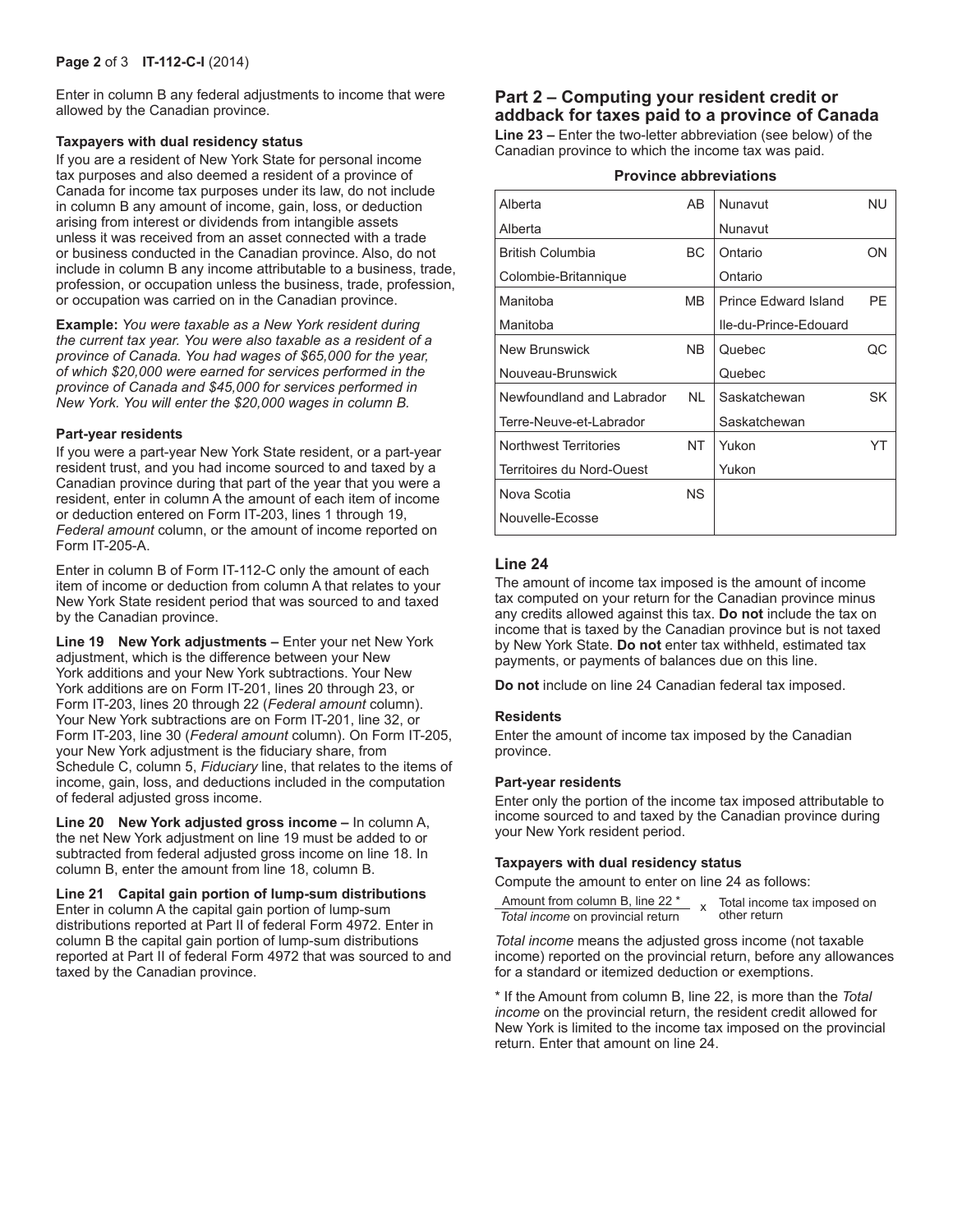Enter in column B any federal adjustments to income that were allowed by the Canadian province.

**Taxpayers with dual residency status**

If you are a resident of New York State for personal income tax purposes and also deemed a resident of a province of Canada for income tax purposes under its law, do not include in column B any amount of income, gain, loss, or deduction arising from interest or dividends from intangible assets unless it was received from an asset connected with a trade or business conducted in the Canadian province. Also, do not include in column B any income attributable to a business, trade, profession, or occupation unless the business, trade, profession, or occupation was carried on in the Canadian province.

**Example:** *You were taxable as a New York resident during the current tax year. You were also taxable as a resident of a province of Canada. You had wages of $65,000 for the year, of which $20,000 were earned for services performed in the province of Canada and $45,000 for services performed in New York. You will enter the $20,000 wages in column B.*

**Part-year residents**

If you were a part-year New York State resident, or a part-year resident trust, and you had income sourced to and taxed by a Canadian province during that part of the year that you were a resident, enter in column A the amount of each item of income or deduction entered on Form IT-203, lines 1 through 19, *Federal amount* column, or the amount of income reported on Form IT-205-A.

Enter in column B of Form IT-112-C only the amount of each item of income or deduction from column A that relates to your New York State resident period that was sourced to and taxed by the Canadian province.

**Line 19 New York adjustments –** Enter your net New York adjustment, which is the difference between your New York additions and your New York subtractions. Your New York additions are on Form IT-201, lines 20 through 23, or Form IT-203, lines 20 through 22 (*Federal amount* column). Your New York subtractions are on Form IT-201, line 32, or Form IT-203, line 30 (*Federal amount* column). On Form IT-205, your New York adjustment is the fiduciary share, from Schedule C, column 5, *Fiduciary* line, that relates to the items of income, gain, loss, and deductions included in the computation of federal adjusted gross income.

**Line 20 New York adjusted gross income –** In column A, the net New York adjustment on line 19 must be added to or subtracted from federal adjusted gross income on line 18. In column B, enter the amount from line 18, column B.

**Line 21 Capital gain portion of lump-sum distributions**
Enter in column A the capital gain portion of lump-sum distributions reported at Part II of federal Form 4972. Enter in column B the capital gain portion of lump-sum distributions reported at Part II of federal Form 4972 that was sourced to and taxed by the Canadian province.

## Part 2 – Computing your resident credit or addback for taxes paid to a province of Canada

**Line 23 –** Enter the two-letter abbreviation (see below) of the Canadian province to which the income tax was paid.

**Province abbreviations**

| Province | Abbreviation | Province | Abbreviation |
|---|---|---|---|
| Alberta<br>Alberta | AB | Nunavut<br>Nunavut | NU |
| British Columbia<br>Colombie-Britannique | BC | Ontario<br>Ontario | ON |
| Manitoba<br>Manitoba | MB | Prince Edward Island<br>Ile-du-Prince-Edouard | PE |
| New Brunswick<br>Nouveau-Brunswick | NB | Quebec<br>Quebec | QC |
| Newfoundland and Labrador<br>Terre-Neuve-et-Labrador | NL | Saskatchewan<br>Saskatchewan | SK |
| Northwest Territories<br>Territoires du Nord-Ouest | NT | Yukon<br>Yukon | YT |
| Nova Scotia<br>Nouvelle-Ecosse | NS | | |

### Line 24

The amount of income tax imposed is the amount of income tax computed on your return for the Canadian province minus any credits allowed against this tax. **Do not** include the tax on income that is taxed by the Canadian province but is not taxed by New York State. **Do not** enter tax withheld, estimated tax payments, or payments of balances due on this line.

**Do not** include on line 24 Canadian federal tax imposed.

**Residents**

Enter the amount of income tax imposed by the Canadian province.

**Part-year residents**

Enter only the portion of the income tax imposed attributable to income sourced to and taxed by the Canadian province during your New York resident period.

**Taxpayers with dual residency status**

Compute the amount to enter on line 24 as follows:

$$\frac{\text{Amount from column B, line 22 *}}{\textit{Total income} \text{ on provincial return}} \times \text{Total income tax imposed on other return}$$

*Total income* means the adjusted gross income (not taxable income) reported on the provincial return, before any allowances for a standard or itemized deduction or exemptions.

\* If the Amount from column B, line 22, is more than the *Total income* on the provincial return, the resident credit allowed for New York is limited to the income tax imposed on the provincial return. Enter that amount on line 24.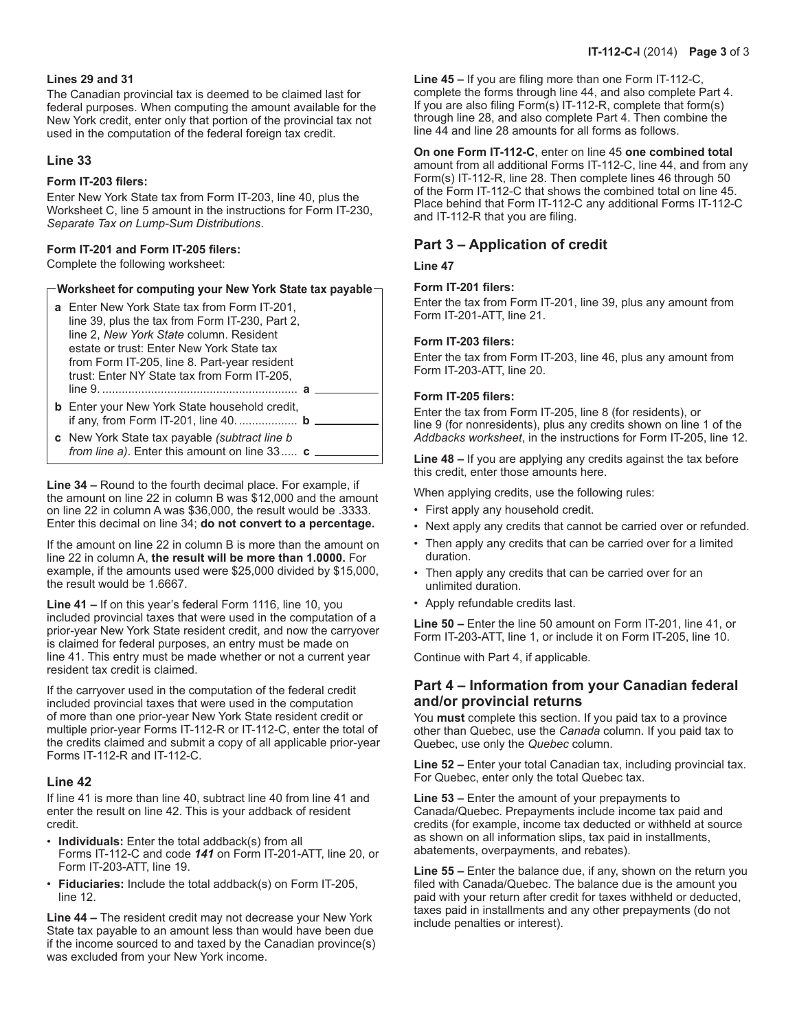**Lines 29 and 31**

The Canadian provincial tax is deemed to be claimed last for federal purposes. When computing the amount available for the New York credit, enter only that portion of the provincial tax not used in the computation of the federal foreign tax credit.

## Line 33

**Form IT-203 filers:**

Enter New York State tax from Form IT-203, line 40, plus the Worksheet C, line 5 amount in the instructions for Form IT-230, *Separate Tax on Lump-Sum Distributions*.

**Form IT-201 and Form IT-205 filers:**

Complete the following worksheet:

**Worksheet for computing your New York State tax payable**

**a** Enter New York State tax from Form IT-201, line 39, plus the tax from Form IT-230, Part 2, line 2, *New York State* column. Resident estate or trust: Enter New York State tax from Form IT-205, line 8. Part-year resident trust: Enter NY State tax from Form IT-205, line 9. .......... **a** ________

**b** Enter your New York State household credit, if any, from Form IT-201, line 40. .......... **b** ________

**c** New York State tax payable *(subtract line b from line a)*. Enter this amount on line 33..... **c** ________

**Line 34 –** Round to the fourth decimal place. For example, if the amount on line 22 in column B was $12,000 and the amount on line 22 in column A was $36,000, the result would be .3333. Enter this decimal on line 34; **do not convert to a percentage.**

If the amount on line 22 in column B is more than the amount on line 22 in column A, **the result will be more than 1.0000.** For example, if the amounts used were $25,000 divided by $15,000, the result would be 1.6667.

**Line 41 –** If on this year's federal Form 1116, line 10, you included provincial taxes that were used in the computation of a prior-year New York State resident credit, and now the carryover is claimed for federal purposes, an entry must be made on line 41. This entry must be made whether or not a current year resident tax credit is claimed.

If the carryover used in the computation of the federal credit included provincial taxes that were used in the computation of more than one prior-year New York State resident credit or multiple prior-year Forms IT-112-R or IT-112-C, enter the total of the credits claimed and submit a copy of all applicable prior-year Forms IT-112-R and IT-112-C.

## Line 42

If line 41 is more than line 40, subtract line 40 from line 41 and enter the result on line 42. This is your addback of resident credit.

- **Individuals:** Enter the total addback(s) from all Forms IT-112-C and code ***141*** on Form IT-201-ATT, line 20, or Form IT-203-ATT, line 19.
- **Fiduciaries:** Include the total addback(s) on Form IT-205, line 12.

**Line 44 –** The resident credit may not decrease your New York State tax payable to an amount less than would have been due if the income sourced to and taxed by the Canadian province(s) was excluded from your New York income.

**Line 45 –** If you are filing more than one Form IT-112-C, complete the forms through line 44, and also complete Part 4. If you are also filing Form(s) IT-112-R, complete that form(s) through line 28, and also complete Part 4. Then combine the line 44 and line 28 amounts for all forms as follows.

**On one Form IT-112-C**, enter on line 45 **one combined total** amount from all additional Forms IT-112-C, line 44, and from any Form(s) IT-112-R, line 28. Then complete lines 46 through 50 of the Form IT-112-C that shows the combined total on line 45. Place behind that Form IT-112-C any additional Forms IT-112-C and IT-112-R that you are filing.

## Part 3 – Application of credit

**Line 47**

**Form IT-201 filers:**

Enter the tax from Form IT-201, line 39, plus any amount from Form IT-201-ATT, line 21.

**Form IT-203 filers:**

Enter the tax from Form IT-203, line 46, plus any amount from Form IT-203-ATT, line 20.

**Form IT-205 filers:**

Enter the tax from Form IT-205, line 8 (for residents), or line 9 (for nonresidents), plus any credits shown on line 1 of the *Addbacks worksheet*, in the instructions for Form IT-205, line 12.

**Line 48 –** If you are applying any credits against the tax before this credit, enter those amounts here.

When applying credits, use the following rules:

- First apply any household credit.
- Next apply any credits that cannot be carried over or refunded.
- Then apply any credits that can be carried over for a limited duration.
- Then apply any credits that can be carried over for an unlimited duration.
- Apply refundable credits last.

**Line 50 –** Enter the line 50 amount on Form IT-201, line 41, or Form IT-203-ATT, line 1, or include it on Form IT-205, line 10.

Continue with Part 4, if applicable.

## Part 4 – Information from your Canadian federal and/or provincial returns

You **must** complete this section. If you paid tax to a province other than Quebec, use the *Canada* column. If you paid tax to Quebec, use only the *Quebec* column.

**Line 52 –** Enter your total Canadian tax, including provincial tax. For Quebec, enter only the total Quebec tax.

**Line 53 –** Enter the amount of your prepayments to Canada/Quebec. Prepayments include income tax paid and credits (for example, income tax deducted or withheld at source as shown on all information slips, tax paid in installments, abatements, overpayments, and rebates).

**Line 55 –** Enter the balance due, if any, shown on the return you filed with Canada/Quebec. The balance due is the amount you paid with your return after credit for taxes withheld or deducted, taxes paid in installments and any other prepayments (do not include penalties or interest).